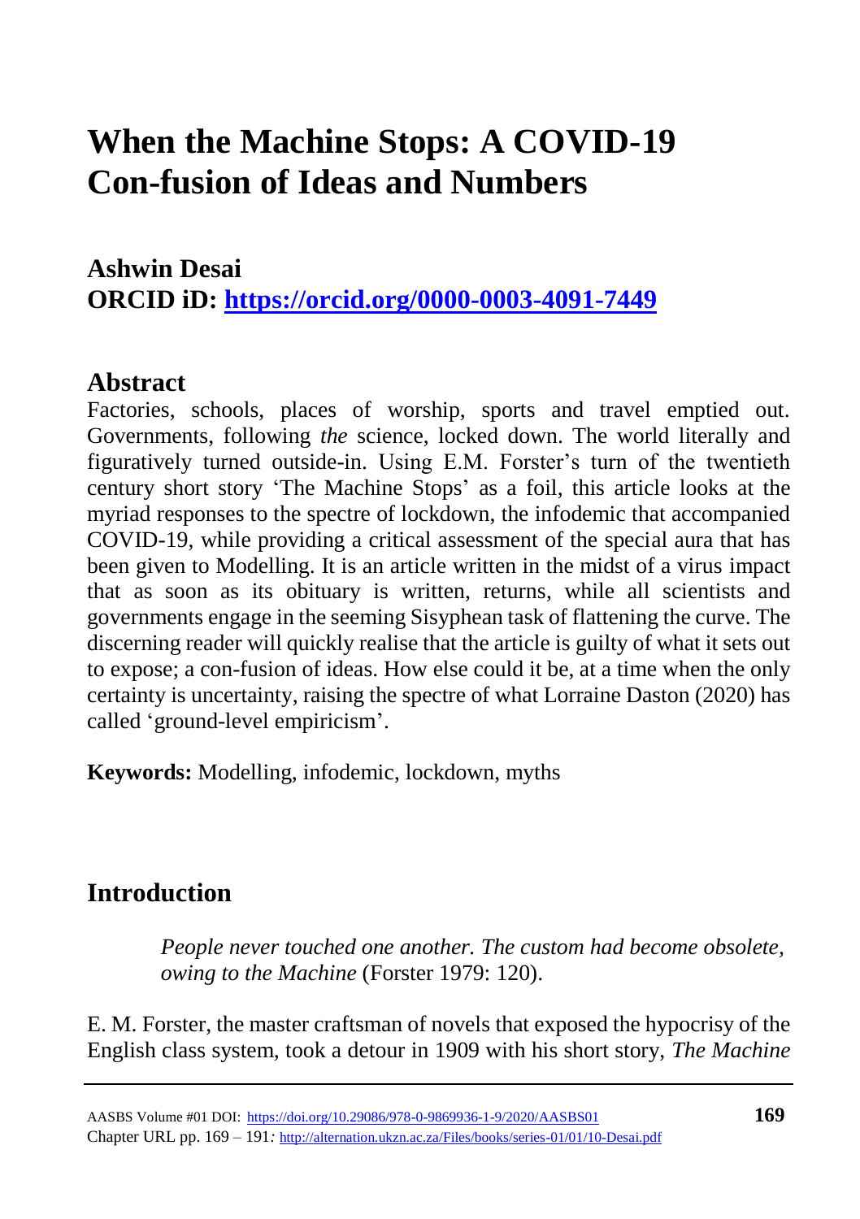# When the Machine Stops: A COVID-19 Con-fusion of Ideas and Numbers

**Ashwin Desai**
**ORCID iD: https://orcid.org/0000-0003-4091-7449**

## Abstract

Factories, schools, places of worship, sports and travel emptied out. Governments, following *the* science, locked down. The world literally and figuratively turned outside-in. Using E.M. Forster's turn of the twentieth century short story 'The Machine Stops' as a foil, this article looks at the myriad responses to the spectre of lockdown, the infodemic that accompanied COVID-19, while providing a critical assessment of the special aura that has been given to Modelling. It is an article written in the midst of a virus impact that as soon as its obituary is written, returns, while all scientists and governments engage in the seeming Sisyphean task of flattening the curve. The discerning reader will quickly realise that the article is guilty of what it sets out to expose; a con-fusion of ideas. How else could it be, at a time when the only certainty is uncertainty, raising the spectre of what Lorraine Daston (2020) has called 'ground-level empiricism'.

**Keywords:** Modelling, infodemic, lockdown, myths

## Introduction

> *People never touched one another. The custom had become obsolete, owing to the Machine* (Forster 1979: 120).

E. M. Forster, the master craftsman of novels that exposed the hypocrisy of the English class system, took a detour in 1909 with his short story, *The Machine*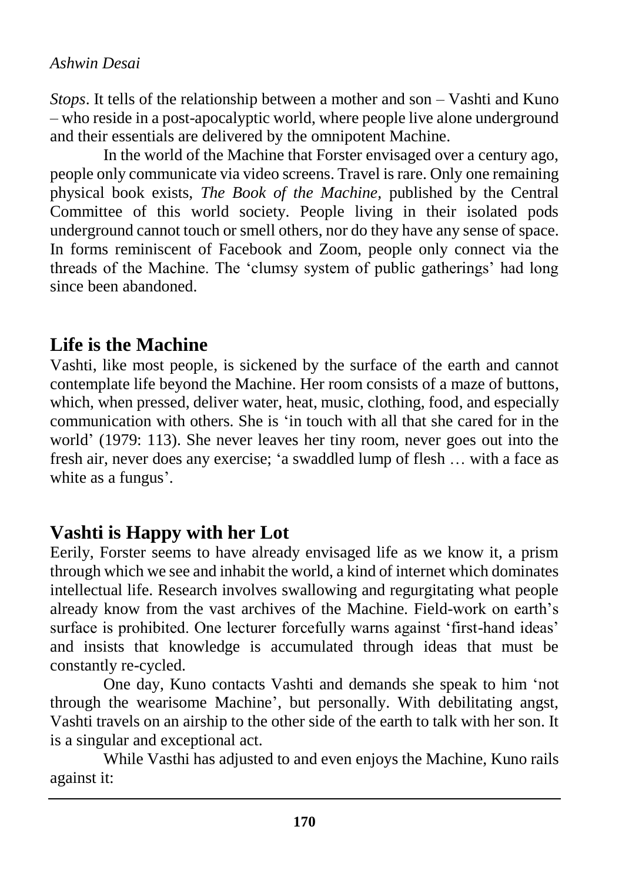*Stops*. It tells of the relationship between a mother and son – Vashti and Kuno – who reside in a post-apocalyptic world, where people live alone underground and their essentials are delivered by the omnipotent Machine.

In the world of the Machine that Forster envisaged over a century ago, people only communicate via video screens. Travel is rare. Only one remaining physical book exists, *The Book of the Machine*, published by the Central Committee of this world society. People living in their isolated pods underground cannot touch or smell others, nor do they have any sense of space. In forms reminiscent of Facebook and Zoom, people only connect via the threads of the Machine. The 'clumsy system of public gatherings' had long since been abandoned.

## Life is the Machine

Vashti, like most people, is sickened by the surface of the earth and cannot contemplate life beyond the Machine. Her room consists of a maze of buttons, which, when pressed, deliver water, heat, music, clothing, food, and especially communication with others. She is 'in touch with all that she cared for in the world' (1979: 113). She never leaves her tiny room, never goes out into the fresh air, never does any exercise; 'a swaddled lump of flesh … with a face as white as a fungus'.

## Vashti is Happy with her Lot

Eerily, Forster seems to have already envisaged life as we know it, a prism through which we see and inhabit the world, a kind of internet which dominates intellectual life. Research involves swallowing and regurgitating what people already know from the vast archives of the Machine. Field-work on earth's surface is prohibited. One lecturer forcefully warns against 'first-hand ideas' and insists that knowledge is accumulated through ideas that must be constantly re-cycled.

One day, Kuno contacts Vashti and demands she speak to him 'not through the wearisome Machine', but personally. With debilitating angst, Vashti travels on an airship to the other side of the earth to talk with her son. It is a singular and exceptional act.

While Vasthi has adjusted to and even enjoys the Machine, Kuno rails against it: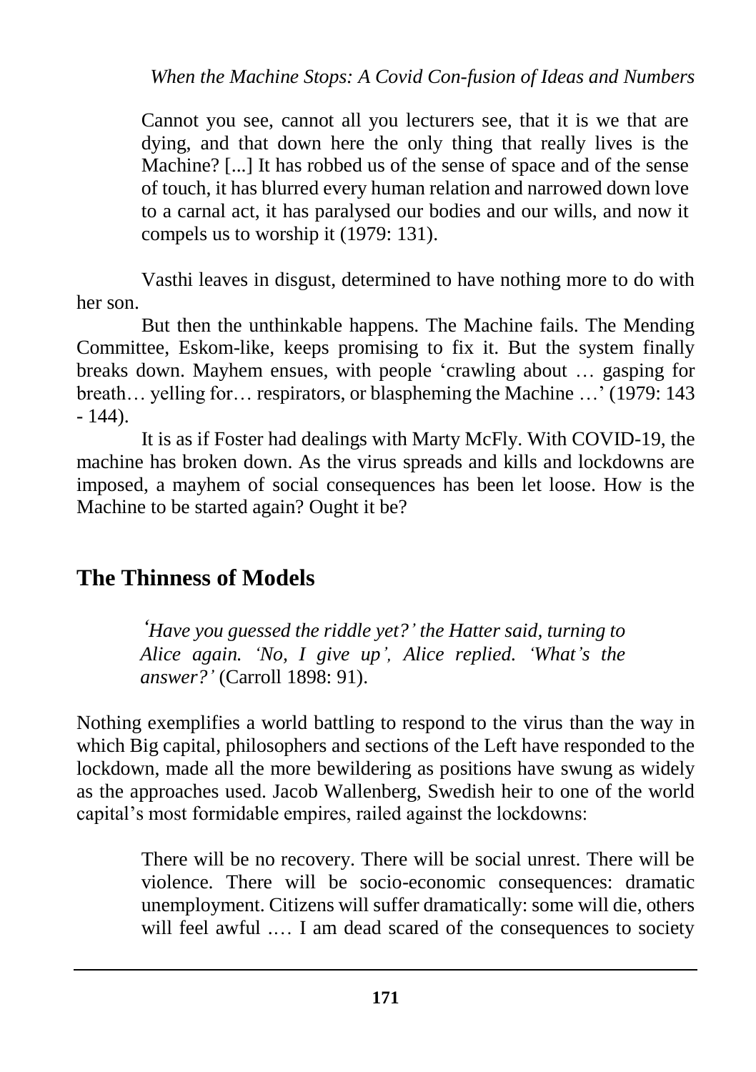> Cannot you see, cannot all you lecturers see, that it is we that are dying, and that down here the only thing that really lives is the Machine? [...] It has robbed us of the sense of space and of the sense of touch, it has blurred every human relation and narrowed down love to a carnal act, it has paralysed our bodies and our wills, and now it compels us to worship it (1979: 131).

Vasthi leaves in disgust, determined to have nothing more to do with her son.

But then the unthinkable happens. The Machine fails. The Mending Committee, Eskom-like, keeps promising to fix it. But the system finally breaks down. Mayhem ensues, with people 'crawling about … gasping for breath… yelling for… respirators, or blaspheming the Machine …' (1979: 143 - 144).

It is as if Foster had dealings with Marty McFly. With COVID-19, the machine has broken down. As the virus spreads and kills and lockdowns are imposed, a mayhem of social consequences has been let loose. How is the Machine to be started again? Ought it be?

## The Thinness of Models

> *'Have you guessed the riddle yet?' the Hatter said, turning to Alice again. 'No, I give up', Alice replied. 'What's the answer?'* (Carroll 1898: 91).

Nothing exemplifies a world battling to respond to the virus than the way in which Big capital, philosophers and sections of the Left have responded to the lockdown, made all the more bewildering as positions have swung as widely as the approaches used. Jacob Wallenberg, Swedish heir to one of the world capital's most formidable empires, railed against the lockdowns:

> There will be no recovery. There will be social unrest. There will be violence. There will be socio-economic consequences: dramatic unemployment. Citizens will suffer dramatically: some will die, others will feel awful .… I am dead scared of the consequences to society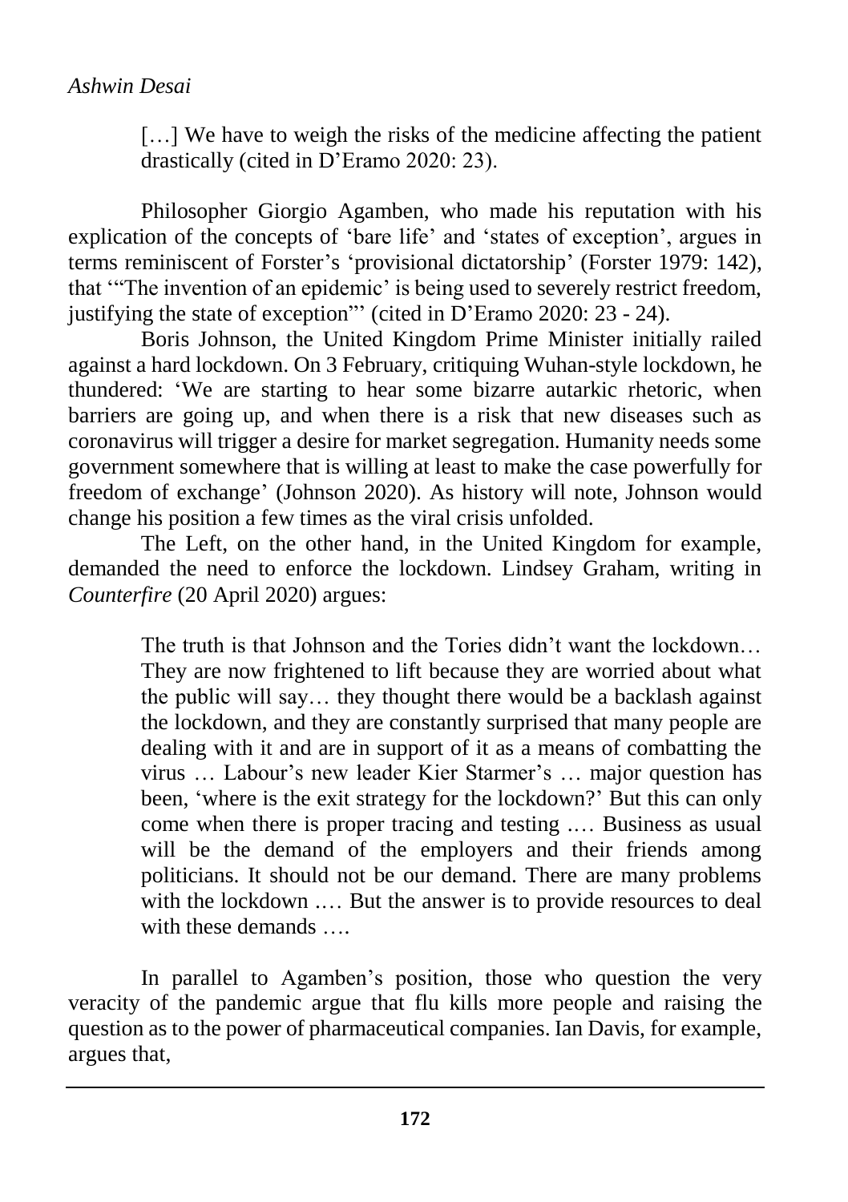> […] We have to weigh the risks of the medicine affecting the patient drastically (cited in D'Eramo 2020: 23).

Philosopher Giorgio Agamben, who made his reputation with his explication of the concepts of 'bare life' and 'states of exception', argues in terms reminiscent of Forster's 'provisional dictatorship' (Forster 1979: 142), that '"The invention of an epidemic' is being used to severely restrict freedom, justifying the state of exception"' (cited in D'Eramo 2020: 23 - 24).

Boris Johnson, the United Kingdom Prime Minister initially railed against a hard lockdown. On 3 February, critiquing Wuhan-style lockdown, he thundered: 'We are starting to hear some bizarre autarkic rhetoric, when barriers are going up, and when there is a risk that new diseases such as coronavirus will trigger a desire for market segregation. Humanity needs some government somewhere that is willing at least to make the case powerfully for freedom of exchange' (Johnson 2020). As history will note, Johnson would change his position a few times as the viral crisis unfolded.

The Left, on the other hand, in the United Kingdom for example, demanded the need to enforce the lockdown. Lindsey Graham, writing in *Counterfire* (20 April 2020) argues:

> The truth is that Johnson and the Tories didn't want the lockdown… They are now frightened to lift because they are worried about what the public will say… they thought there would be a backlash against the lockdown, and they are constantly surprised that many people are dealing with it and are in support of it as a means of combatting the virus … Labour's new leader Kier Starmer's … major question has been, 'where is the exit strategy for the lockdown?' But this can only come when there is proper tracing and testing .… Business as usual will be the demand of the employers and their friends among politicians. It should not be our demand. There are many problems with the lockdown .… But the answer is to provide resources to deal with these demands ….

In parallel to Agamben's position, those who question the very veracity of the pandemic argue that flu kills more people and raising the question as to the power of pharmaceutical companies. Ian Davis, for example, argues that,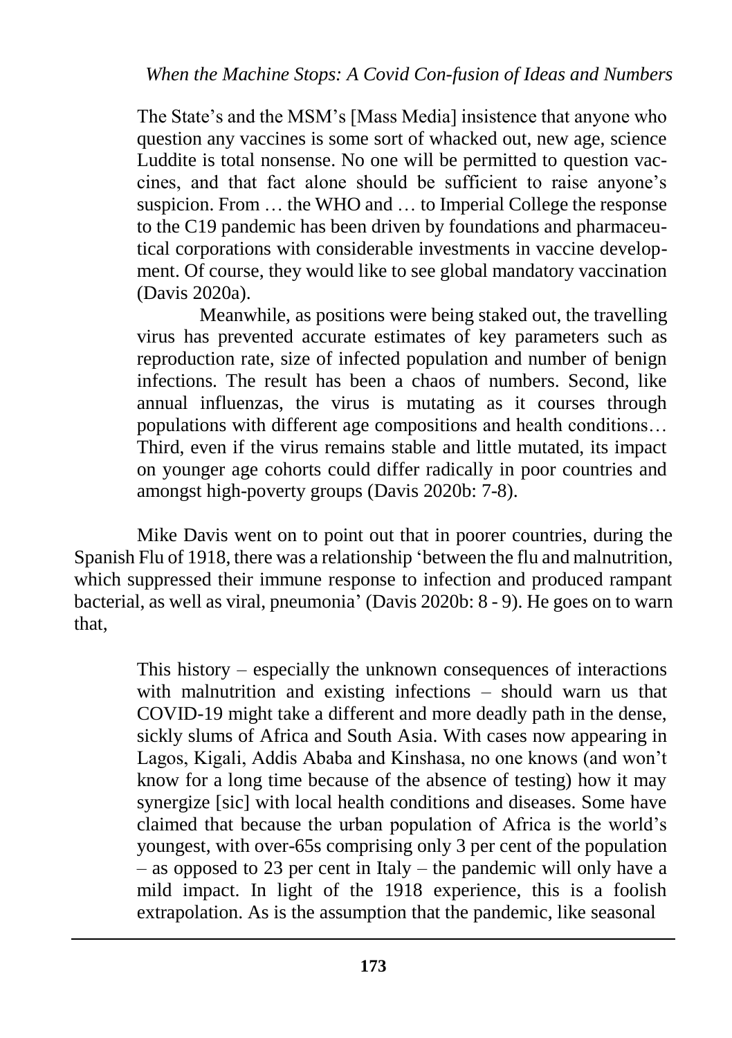> The State's and the MSM's [Mass Media] insistence that anyone who question any vaccines is some sort of whacked out, new age, science Luddite is total nonsense. No one will be permitted to question vaccines, and that fact alone should be sufficient to raise anyone's suspicion. From … the WHO and … to Imperial College the response to the C19 pandemic has been driven by foundations and pharmaceutical corporations with considerable investments in vaccine development. Of course, they would like to see global mandatory vaccination (Davis 2020a).
>
> Meanwhile, as positions were being staked out, the travelling virus has prevented accurate estimates of key parameters such as reproduction rate, size of infected population and number of benign infections. The result has been a chaos of numbers. Second, like annual influenzas, the virus is mutating as it courses through populations with different age compositions and health conditions… Third, even if the virus remains stable and little mutated, its impact on younger age cohorts could differ radically in poor countries and amongst high-poverty groups (Davis 2020b: 7-8).

Mike Davis went on to point out that in poorer countries, during the Spanish Flu of 1918, there was a relationship 'between the flu and malnutrition, which suppressed their immune response to infection and produced rampant bacterial, as well as viral, pneumonia' (Davis 2020b: 8 - 9). He goes on to warn that,

> This history – especially the unknown consequences of interactions with malnutrition and existing infections – should warn us that COVID-19 might take a different and more deadly path in the dense, sickly slums of Africa and South Asia. With cases now appearing in Lagos, Kigali, Addis Ababa and Kinshasa, no one knows (and won't know for a long time because of the absence of testing) how it may synergize [sic] with local health conditions and diseases. Some have claimed that because the urban population of Africa is the world's youngest, with over-65s comprising only 3 per cent of the population – as opposed to 23 per cent in Italy – the pandemic will only have a mild impact. In light of the 1918 experience, this is a foolish extrapolation. As is the assumption that the pandemic, like seasonal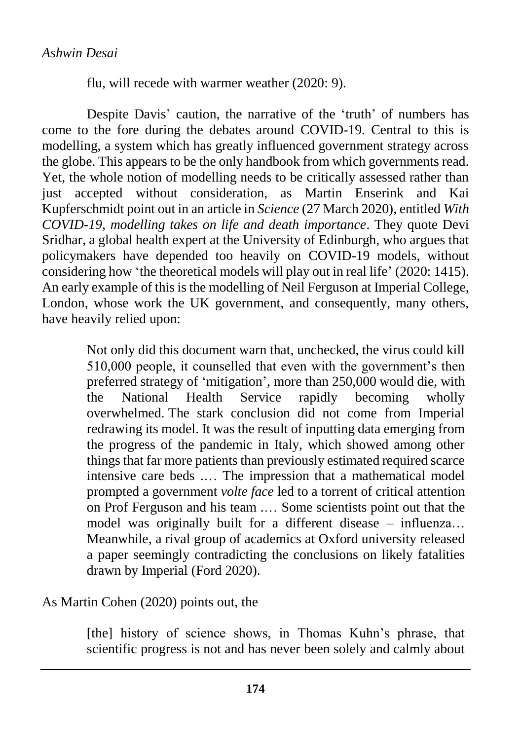flu, will recede with warmer weather (2020: 9).

Despite Davis' caution, the narrative of the 'truth' of numbers has come to the fore during the debates around COVID-19. Central to this is modelling, a system which has greatly influenced government strategy across the globe. This appears to be the only handbook from which governments read. Yet, the whole notion of modelling needs to be critically assessed rather than just accepted without consideration, as Martin Enserink and Kai Kupferschmidt point out in an article in *Science* (27 March 2020), entitled *With COVID-19, modelling takes on life and death importance*. They quote Devi Sridhar, a global health expert at the University of Edinburgh, who argues that policymakers have depended too heavily on COVID-19 models, without considering how 'the theoretical models will play out in real life' (2020: 1415). An early example of this is the modelling of Neil Ferguson at Imperial College, London, whose work the UK government, and consequently, many others, have heavily relied upon:

> Not only did this document warn that, unchecked, the virus could kill 510,000 people, it counselled that even with the government's then preferred strategy of 'mitigation', more than 250,000 would die, with the National Health Service rapidly becoming wholly overwhelmed. The stark conclusion did not come from Imperial redrawing its model. It was the result of inputting data emerging from the progress of the pandemic in Italy, which showed among other things that far more patients than previously estimated required scarce intensive care beds .… The impression that a mathematical model prompted a government *volte face* led to a torrent of critical attention on Prof Ferguson and his team .… Some scientists point out that the model was originally built for a different disease – influenza… Meanwhile, a rival group of academics at Oxford university released a paper seemingly contradicting the conclusions on likely fatalities drawn by Imperial (Ford 2020).

As Martin Cohen (2020) points out, the

> [the] history of science shows, in Thomas Kuhn's phrase, that scientific progress is not and has never been solely and calmly about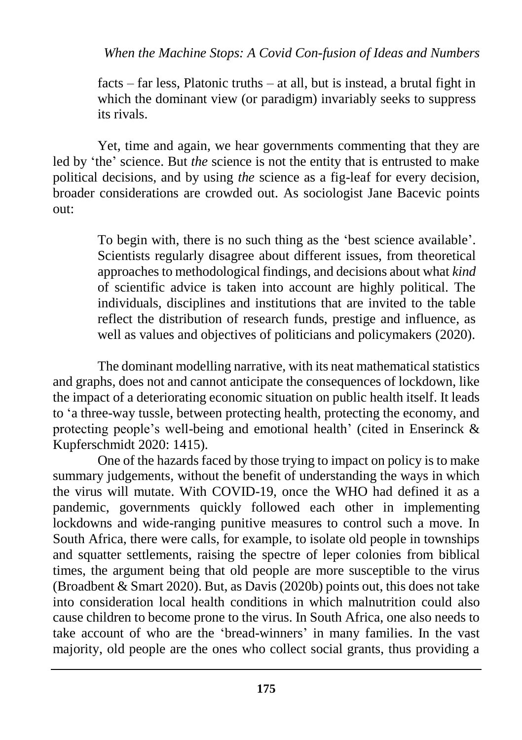> facts – far less, Platonic truths – at all, but is instead, a brutal fight in which the dominant view (or paradigm) invariably seeks to suppress its rivals.

Yet, time and again, we hear governments commenting that they are led by 'the' science. But *the* science is not the entity that is entrusted to make political decisions, and by using *the* science as a fig-leaf for every decision, broader considerations are crowded out. As sociologist Jane Bacevic points out:

> To begin with, there is no such thing as the 'best science available'. Scientists regularly disagree about different issues, from theoretical approaches to methodological findings, and decisions about what *kind* of scientific advice is taken into account are highly political. The individuals, disciplines and institutions that are invited to the table reflect the distribution of research funds, prestige and influence, as well as values and objectives of politicians and policymakers (2020).

The dominant modelling narrative, with its neat mathematical statistics and graphs, does not and cannot anticipate the consequences of lockdown, like the impact of a deteriorating economic situation on public health itself. It leads to 'a three-way tussle, between protecting health, protecting the economy, and protecting people's well-being and emotional health' (cited in Enserinck & Kupferschmidt 2020: 1415).

One of the hazards faced by those trying to impact on policy is to make summary judgements, without the benefit of understanding the ways in which the virus will mutate. With COVID-19, once the WHO had defined it as a pandemic, governments quickly followed each other in implementing lockdowns and wide-ranging punitive measures to control such a move. In South Africa, there were calls, for example, to isolate old people in townships and squatter settlements, raising the spectre of leper colonies from biblical times, the argument being that old people are more susceptible to the virus (Broadbent & Smart 2020). But, as Davis (2020b) points out, this does not take into consideration local health conditions in which malnutrition could also cause children to become prone to the virus. In South Africa, one also needs to take account of who are the 'bread-winners' in many families. In the vast majority, old people are the ones who collect social grants, thus providing a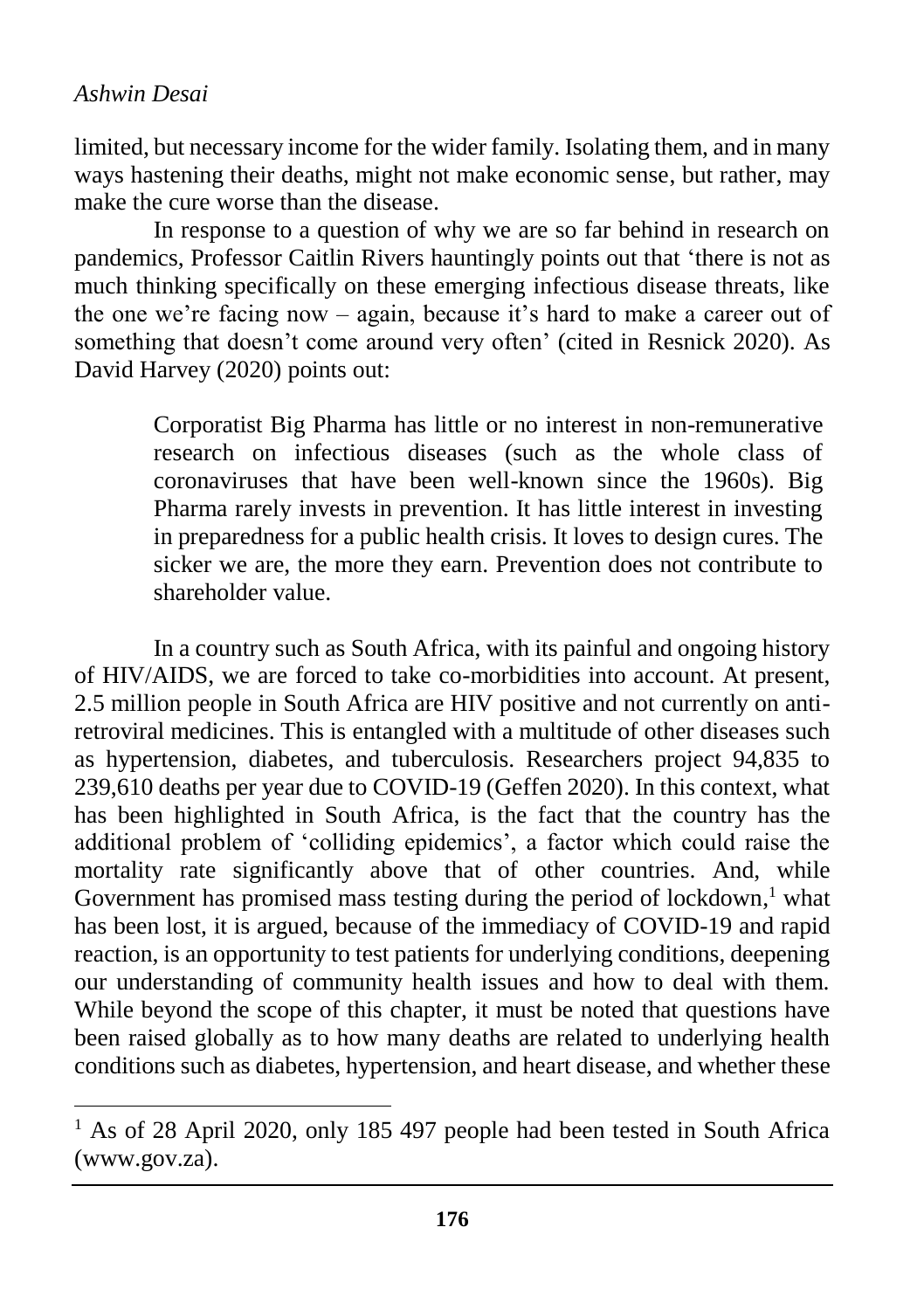limited, but necessary income for the wider family. Isolating them, and in many ways hastening their deaths, might not make economic sense, but rather, may make the cure worse than the disease.

In response to a question of why we are so far behind in research on pandemics, Professor Caitlin Rivers hauntingly points out that 'there is not as much thinking specifically on these emerging infectious disease threats, like the one we're facing now – again, because it's hard to make a career out of something that doesn't come around very often' (cited in Resnick 2020). As David Harvey (2020) points out:

> Corporatist Big Pharma has little or no interest in non-remunerative research on infectious diseases (such as the whole class of coronaviruses that have been well-known since the 1960s). Big Pharma rarely invests in prevention. It has little interest in investing in preparedness for a public health crisis. It loves to design cures. The sicker we are, the more they earn. Prevention does not contribute to shareholder value.

In a country such as South Africa, with its painful and ongoing history of HIV/AIDS, we are forced to take co-morbidities into account. At present, 2.5 million people in South Africa are HIV positive and not currently on anti-retroviral medicines. This is entangled with a multitude of other diseases such as hypertension, diabetes, and tuberculosis. Researchers project 94,835 to 239,610 deaths per year due to COVID-19 (Geffen 2020). In this context, what has been highlighted in South Africa, is the fact that the country has the additional problem of 'colliding epidemics', a factor which could raise the mortality rate significantly above that of other countries. And, while Government has promised mass testing during the period of lockdown,[1] what has been lost, it is argued, because of the immediacy of COVID-19 and rapid reaction, is an opportunity to test patients for underlying conditions, deepening our understanding of community health issues and how to deal with them. While beyond the scope of this chapter, it must be noted that questions have been raised globally as to how many deaths are related to underlying health conditions such as diabetes, hypertension, and heart disease, and whether these

---

[1] As of 28 April 2020, only 185 497 people had been tested in South Africa (www.gov.za).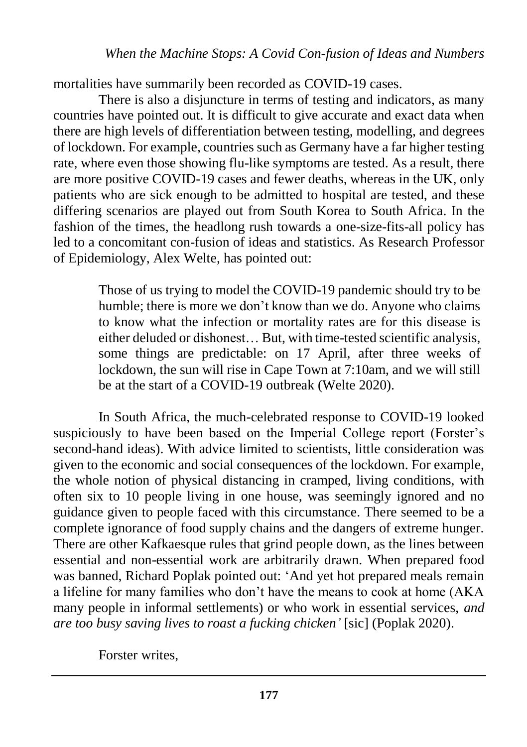mortalities have summarily been recorded as COVID-19 cases.

There is also a disjuncture in terms of testing and indicators, as many countries have pointed out. It is difficult to give accurate and exact data when there are high levels of differentiation between testing, modelling, and degrees of lockdown. For example, countries such as Germany have a far higher testing rate, where even those showing flu-like symptoms are tested. As a result, there are more positive COVID-19 cases and fewer deaths, whereas in the UK, only patients who are sick enough to be admitted to hospital are tested, and these differing scenarios are played out from South Korea to South Africa. In the fashion of the times, the headlong rush towards a one-size-fits-all policy has led to a concomitant con-fusion of ideas and statistics. As Research Professor of Epidemiology, Alex Welte, has pointed out:

> Those of us trying to model the COVID-19 pandemic should try to be humble; there is more we don't know than we do. Anyone who claims to know what the infection or mortality rates are for this disease is either deluded or dishonest… But, with time-tested scientific analysis, some things are predictable: on 17 April, after three weeks of lockdown, the sun will rise in Cape Town at 7:10am, and we will still be at the start of a COVID-19 outbreak (Welte 2020).

In South Africa, the much-celebrated response to COVID-19 looked suspiciously to have been based on the Imperial College report (Forster's second-hand ideas). With advice limited to scientists, little consideration was given to the economic and social consequences of the lockdown. For example, the whole notion of physical distancing in cramped, living conditions, with often six to 10 people living in one house, was seemingly ignored and no guidance given to people faced with this circumstance. There seemed to be a complete ignorance of food supply chains and the dangers of extreme hunger. There are other Kafkaesque rules that grind people down, as the lines between essential and non-essential work are arbitrarily drawn. When prepared food was banned, Richard Poplak pointed out: 'And yet hot prepared meals remain a lifeline for many families who don't have the means to cook at home (AKA many people in informal settlements) or who work in essential services, *and are too busy saving lives to roast a fucking chicken'* [sic] (Poplak 2020).

Forster writes,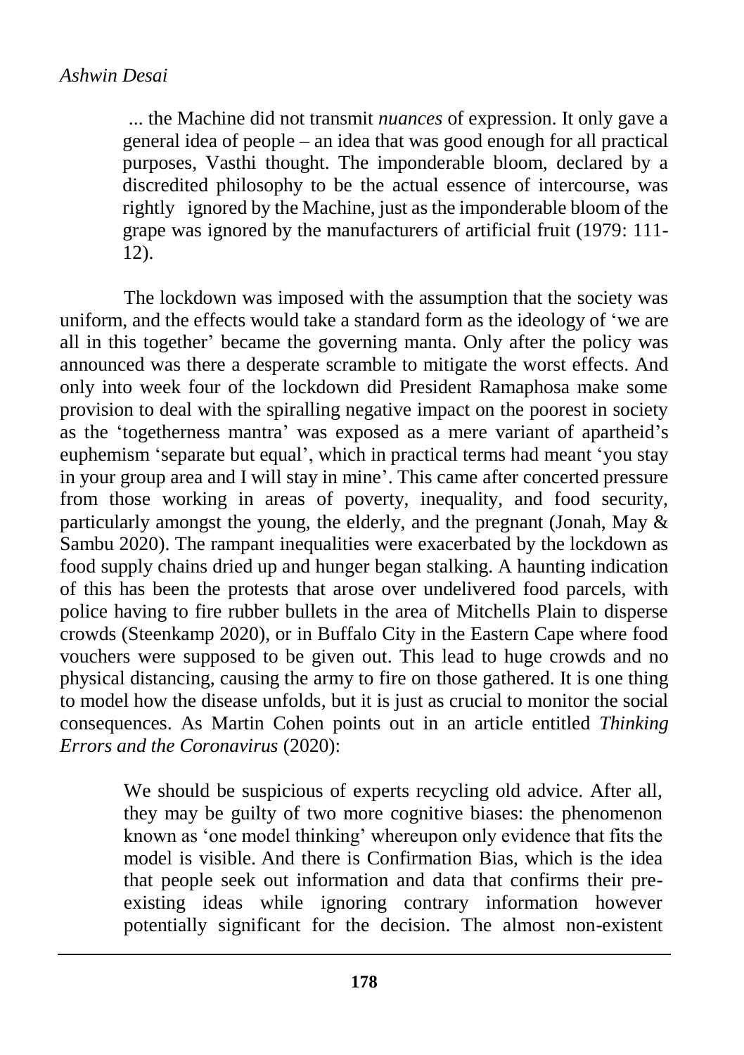> ... the Machine did not transmit *nuances* of expression. It only gave a general idea of people – an idea that was good enough for all practical purposes, Vasthi thought. The imponderable bloom, declared by a discredited philosophy to be the actual essence of intercourse, was rightly ignored by the Machine, just as the imponderable bloom of the grape was ignored by the manufacturers of artificial fruit (1979: 111-12).

The lockdown was imposed with the assumption that the society was uniform, and the effects would take a standard form as the ideology of 'we are all in this together' became the governing manta. Only after the policy was announced was there a desperate scramble to mitigate the worst effects. And only into week four of the lockdown did President Ramaphosa make some provision to deal with the spiralling negative impact on the poorest in society as the 'togetherness mantra' was exposed as a mere variant of apartheid's euphemism 'separate but equal', which in practical terms had meant 'you stay in your group area and I will stay in mine'. This came after concerted pressure from those working in areas of poverty, inequality, and food security, particularly amongst the young, the elderly, and the pregnant (Jonah, May & Sambu 2020). The rampant inequalities were exacerbated by the lockdown as food supply chains dried up and hunger began stalking. A haunting indication of this has been the protests that arose over undelivered food parcels, with police having to fire rubber bullets in the area of Mitchells Plain to disperse crowds (Steenkamp 2020), or in Buffalo City in the Eastern Cape where food vouchers were supposed to be given out. This lead to huge crowds and no physical distancing, causing the army to fire on those gathered. It is one thing to model how the disease unfolds, but it is just as crucial to monitor the social consequences. As Martin Cohen points out in an article entitled *Thinking Errors and the Coronavirus* (2020):

> We should be suspicious of experts recycling old advice. After all, they may be guilty of two more cognitive biases: the phenomenon known as 'one model thinking' whereupon only evidence that fits the model is visible. And there is Confirmation Bias, which is the idea that people seek out information and data that confirms their pre-existing ideas while ignoring contrary information however potentially significant for the decision. The almost non-existent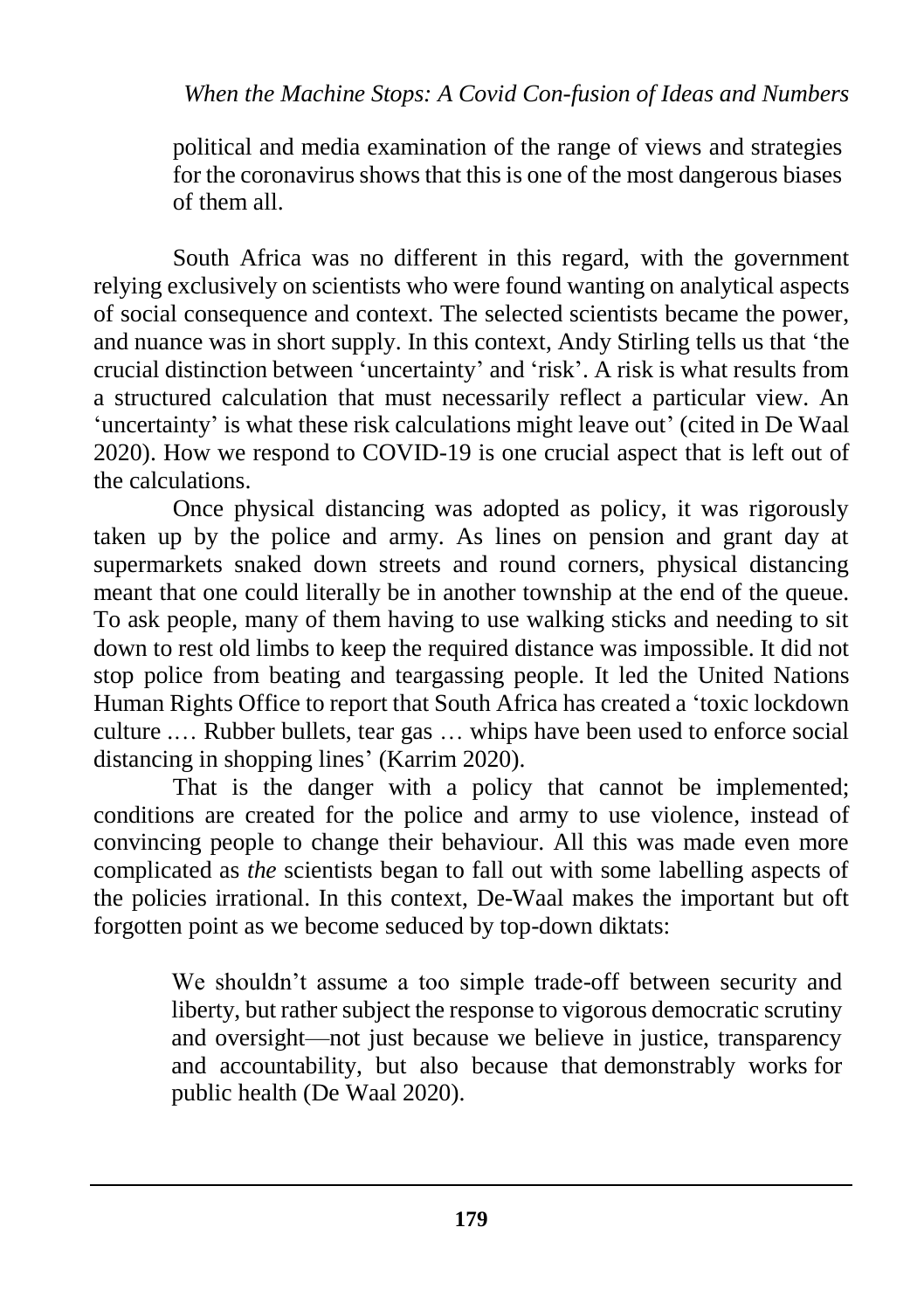political and media examination of the range of views and strategies for the coronavirus shows that this is one of the most dangerous biases of them all.

South Africa was no different in this regard, with the government relying exclusively on scientists who were found wanting on analytical aspects of social consequence and context. The selected scientists became the power, and nuance was in short supply. In this context, Andy Stirling tells us that 'the crucial distinction between 'uncertainty' and 'risk'. A risk is what results from a structured calculation that must necessarily reflect a particular view. An 'uncertainty' is what these risk calculations might leave out' (cited in De Waal 2020). How we respond to COVID-19 is one crucial aspect that is left out of the calculations.

Once physical distancing was adopted as policy, it was rigorously taken up by the police and army. As lines on pension and grant day at supermarkets snaked down streets and round corners, physical distancing meant that one could literally be in another township at the end of the queue. To ask people, many of them having to use walking sticks and needing to sit down to rest old limbs to keep the required distance was impossible. It did not stop police from beating and teargassing people. It led the United Nations Human Rights Office to report that South Africa has created a 'toxic lockdown culture .… Rubber bullets, tear gas … whips have been used to enforce social distancing in shopping lines' (Karrim 2020).

That is the danger with a policy that cannot be implemented; conditions are created for the police and army to use violence, instead of convincing people to change their behaviour. All this was made even more complicated as *the* scientists began to fall out with some labelling aspects of the policies irrational. In this context, De-Waal makes the important but oft forgotten point as we become seduced by top-down diktats:

> We shouldn't assume a too simple trade-off between security and liberty, but rather subject the response to vigorous democratic scrutiny and oversight—not just because we believe in justice, transparency and accountability, but also because that demonstrably works for public health (De Waal 2020).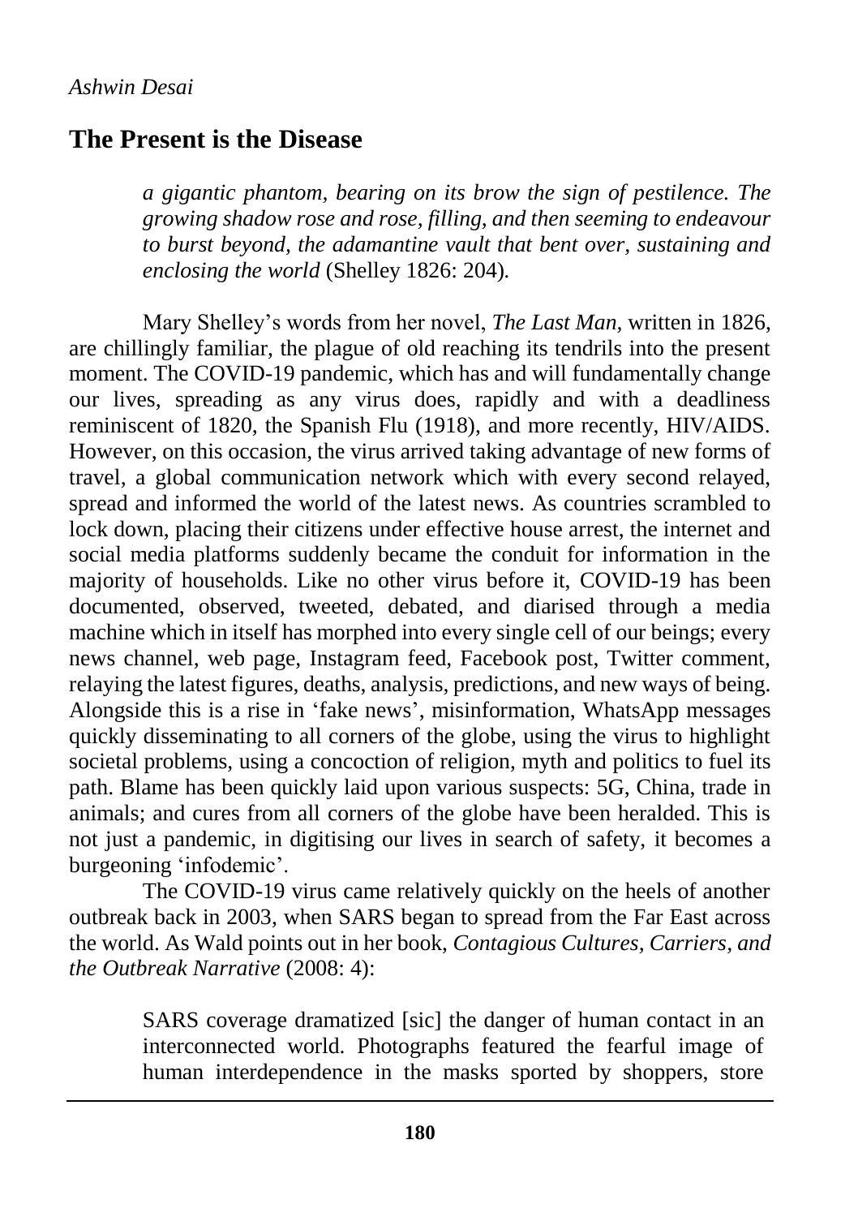*Ashwin Desai*

## The Present is the Disease

> *a gigantic phantom, bearing on its brow the sign of pestilence. The growing shadow rose and rose, filling, and then seeming to endeavour to burst beyond, the adamantine vault that bent over, sustaining and enclosing the world* (Shelley 1826: 204).

Mary Shelley's words from her novel, *The Last Man,* written in 1826, are chillingly familiar, the plague of old reaching its tendrils into the present moment. The COVID-19 pandemic, which has and will fundamentally change our lives, spreading as any virus does, rapidly and with a deadliness reminiscent of 1820, the Spanish Flu (1918), and more recently, HIV/AIDS. However, on this occasion, the virus arrived taking advantage of new forms of travel, a global communication network which with every second relayed, spread and informed the world of the latest news. As countries scrambled to lock down, placing their citizens under effective house arrest, the internet and social media platforms suddenly became the conduit for information in the majority of households. Like no other virus before it, COVID-19 has been documented, observed, tweeted, debated, and diarised through a media machine which in itself has morphed into every single cell of our beings; every news channel, web page, Instagram feed, Facebook post, Twitter comment, relaying the latest figures, deaths, analysis, predictions, and new ways of being. Alongside this is a rise in 'fake news', misinformation, WhatsApp messages quickly disseminating to all corners of the globe, using the virus to highlight societal problems, using a concoction of religion, myth and politics to fuel its path. Blame has been quickly laid upon various suspects: 5G, China, trade in animals; and cures from all corners of the globe have been heralded. This is not just a pandemic, in digitising our lives in search of safety, it becomes a burgeoning 'infodemic'.

The COVID-19 virus came relatively quickly on the heels of another outbreak back in 2003, when SARS began to spread from the Far East across the world. As Wald points out in her book, *Contagious Cultures, Carriers, and the Outbreak Narrative* (2008: 4):

> SARS coverage dramatized [sic] the danger of human contact in an interconnected world. Photographs featured the fearful image of human interdependence in the masks sported by shoppers, store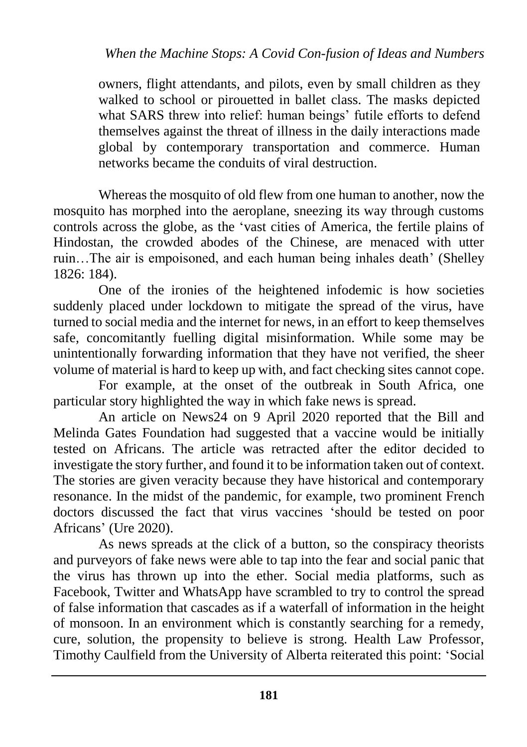> owners, flight attendants, and pilots, even by small children as they walked to school or pirouetted in ballet class. The masks depicted what SARS threw into relief: human beings' futile efforts to defend themselves against the threat of illness in the daily interactions made global by contemporary transportation and commerce. Human networks became the conduits of viral destruction.

Whereas the mosquito of old flew from one human to another, now the mosquito has morphed into the aeroplane, sneezing its way through customs controls across the globe, as the 'vast cities of America, the fertile plains of Hindostan, the crowded abodes of the Chinese, are menaced with utter ruin…The air is empoisoned, and each human being inhales death' (Shelley 1826: 184).

One of the ironies of the heightened infodemic is how societies suddenly placed under lockdown to mitigate the spread of the virus, have turned to social media and the internet for news, in an effort to keep themselves safe, concomitantly fuelling digital misinformation. While some may be unintentionally forwarding information that they have not verified, the sheer volume of material is hard to keep up with, and fact checking sites cannot cope.

For example, at the onset of the outbreak in South Africa, one particular story highlighted the way in which fake news is spread.

An article on News24 on 9 April 2020 reported that the Bill and Melinda Gates Foundation had suggested that a vaccine would be initially tested on Africans. The article was retracted after the editor decided to investigate the story further, and found it to be information taken out of context. The stories are given veracity because they have historical and contemporary resonance. In the midst of the pandemic, for example, two prominent French doctors discussed the fact that virus vaccines 'should be tested on poor Africans' (Ure 2020).

As news spreads at the click of a button, so the conspiracy theorists and purveyors of fake news were able to tap into the fear and social panic that the virus has thrown up into the ether. Social media platforms, such as Facebook, Twitter and WhatsApp have scrambled to try to control the spread of false information that cascades as if a waterfall of information in the height of monsoon. In an environment which is constantly searching for a remedy, cure, solution, the propensity to believe is strong. Health Law Professor, Timothy Caulfield from the University of Alberta reiterated this point: 'Social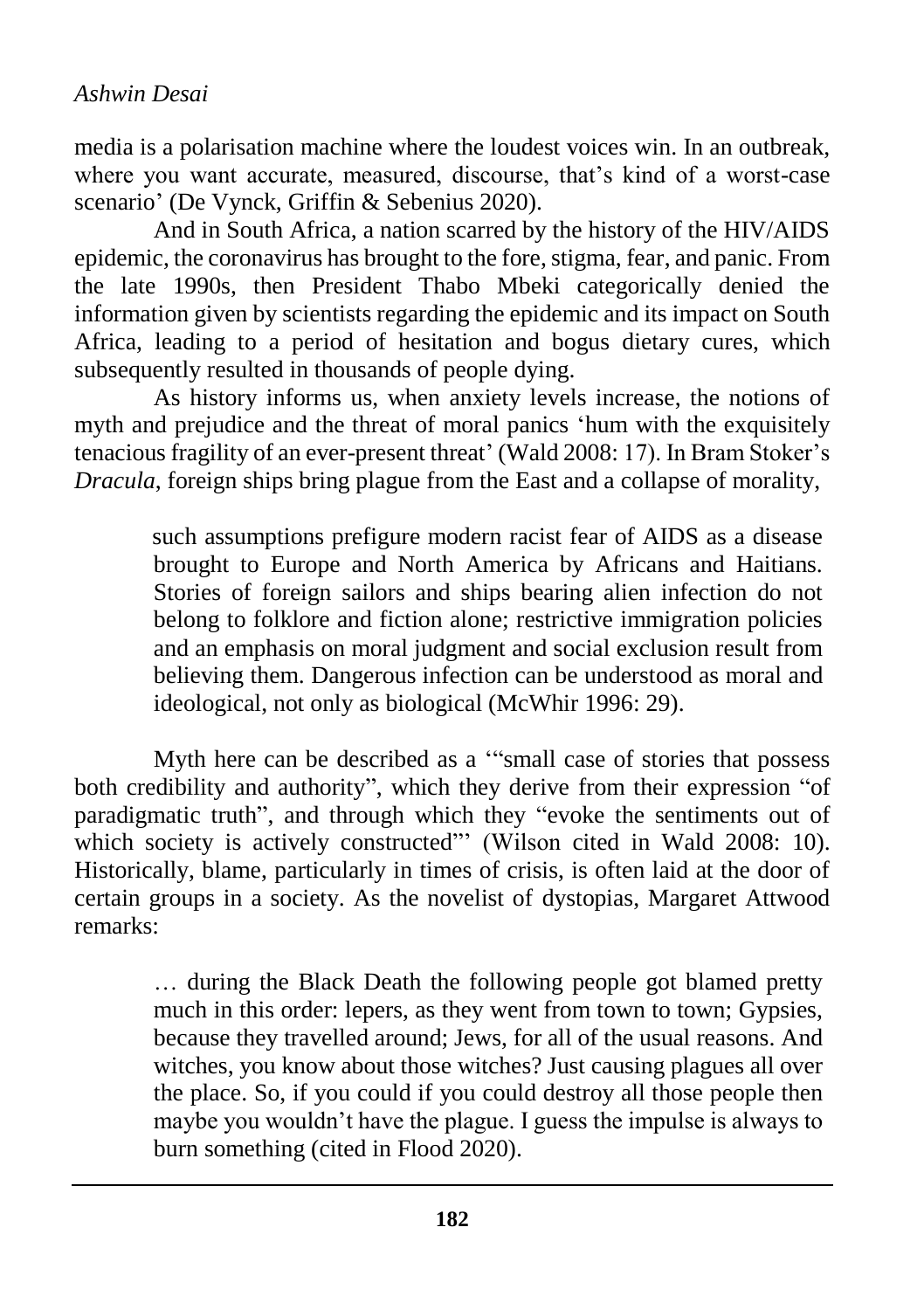media is a polarisation machine where the loudest voices win. In an outbreak, where you want accurate, measured, discourse, that's kind of a worst-case scenario' (De Vynck, Griffin & Sebenius 2020).

And in South Africa, a nation scarred by the history of the HIV/AIDS epidemic, the coronavirus has brought to the fore, stigma, fear, and panic. From the late 1990s, then President Thabo Mbeki categorically denied the information given by scientists regarding the epidemic and its impact on South Africa, leading to a period of hesitation and bogus dietary cures, which subsequently resulted in thousands of people dying.

As history informs us, when anxiety levels increase, the notions of myth and prejudice and the threat of moral panics 'hum with the exquisitely tenacious fragility of an ever-present threat' (Wald 2008: 17). In Bram Stoker's *Dracula*, foreign ships bring plague from the East and a collapse of morality,

> such assumptions prefigure modern racist fear of AIDS as a disease brought to Europe and North America by Africans and Haitians. Stories of foreign sailors and ships bearing alien infection do not belong to folklore and fiction alone; restrictive immigration policies and an emphasis on moral judgment and social exclusion result from believing them. Dangerous infection can be understood as moral and ideological, not only as biological (McWhir 1996: 29).

Myth here can be described as a '"small case of stories that possess both credibility and authority", which they derive from their expression "of paradigmatic truth", and through which they "evoke the sentiments out of which society is actively constructed"' (Wilson cited in Wald 2008: 10). Historically, blame, particularly in times of crisis, is often laid at the door of certain groups in a society. As the novelist of dystopias, Margaret Attwood remarks:

> … during the Black Death the following people got blamed pretty much in this order: lepers, as they went from town to town; Gypsies, because they travelled around; Jews, for all of the usual reasons. And witches, you know about those witches? Just causing plagues all over the place. So, if you could if you could destroy all those people then maybe you wouldn't have the plague. I guess the impulse is always to burn something (cited in Flood 2020).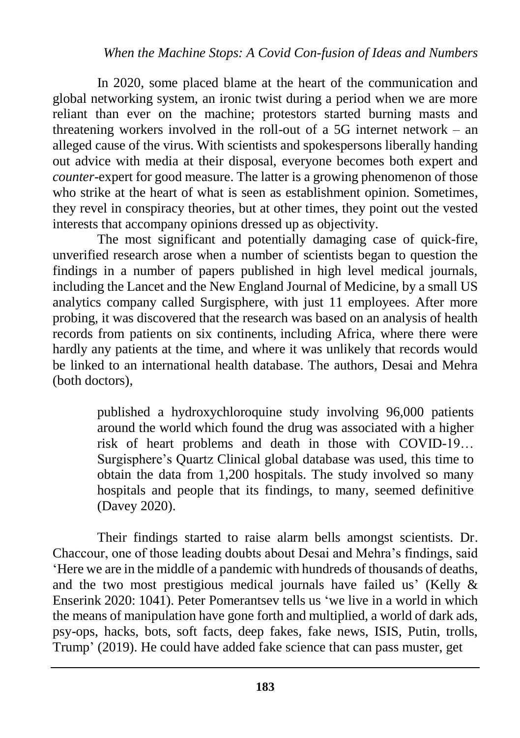In 2020, some placed blame at the heart of the communication and global networking system, an ironic twist during a period when we are more reliant than ever on the machine; protestors started burning masts and threatening workers involved in the roll-out of a 5G internet network – an alleged cause of the virus. With scientists and spokespersons liberally handing out advice with media at their disposal, everyone becomes both expert and *counter*-expert for good measure. The latter is a growing phenomenon of those who strike at the heart of what is seen as establishment opinion. Sometimes, they revel in conspiracy theories, but at other times, they point out the vested interests that accompany opinions dressed up as objectivity.

The most significant and potentially damaging case of quick-fire, unverified research arose when a number of scientists began to question the findings in a number of papers published in high level medical journals, including the Lancet and the New England Journal of Medicine, by a small US analytics company called Surgisphere, with just 11 employees. After more probing, it was discovered that the research was based on an analysis of health records from patients on six continents, including Africa, where there were hardly any patients at the time, and where it was unlikely that records would be linked to an international health database. The authors, Desai and Mehra (both doctors),

> published a hydroxychloroquine study involving 96,000 patients around the world which found the drug was associated with a higher risk of heart problems and death in those with COVID-19… Surgisphere's Quartz Clinical global database was used, this time to obtain the data from 1,200 hospitals. The study involved so many hospitals and people that its findings, to many, seemed definitive (Davey 2020).

Their findings started to raise alarm bells amongst scientists. Dr. Chaccour, one of those leading doubts about Desai and Mehra's findings, said 'Here we are in the middle of a pandemic with hundreds of thousands of deaths, and the two most prestigious medical journals have failed us' (Kelly & Enserink 2020: 1041). Peter Pomerantsev tells us 'we live in a world in which the means of manipulation have gone forth and multiplied, a world of dark ads, psy-ops, hacks, bots, soft facts, deep fakes, fake news, ISIS, Putin, trolls, Trump' (2019). He could have added fake science that can pass muster, get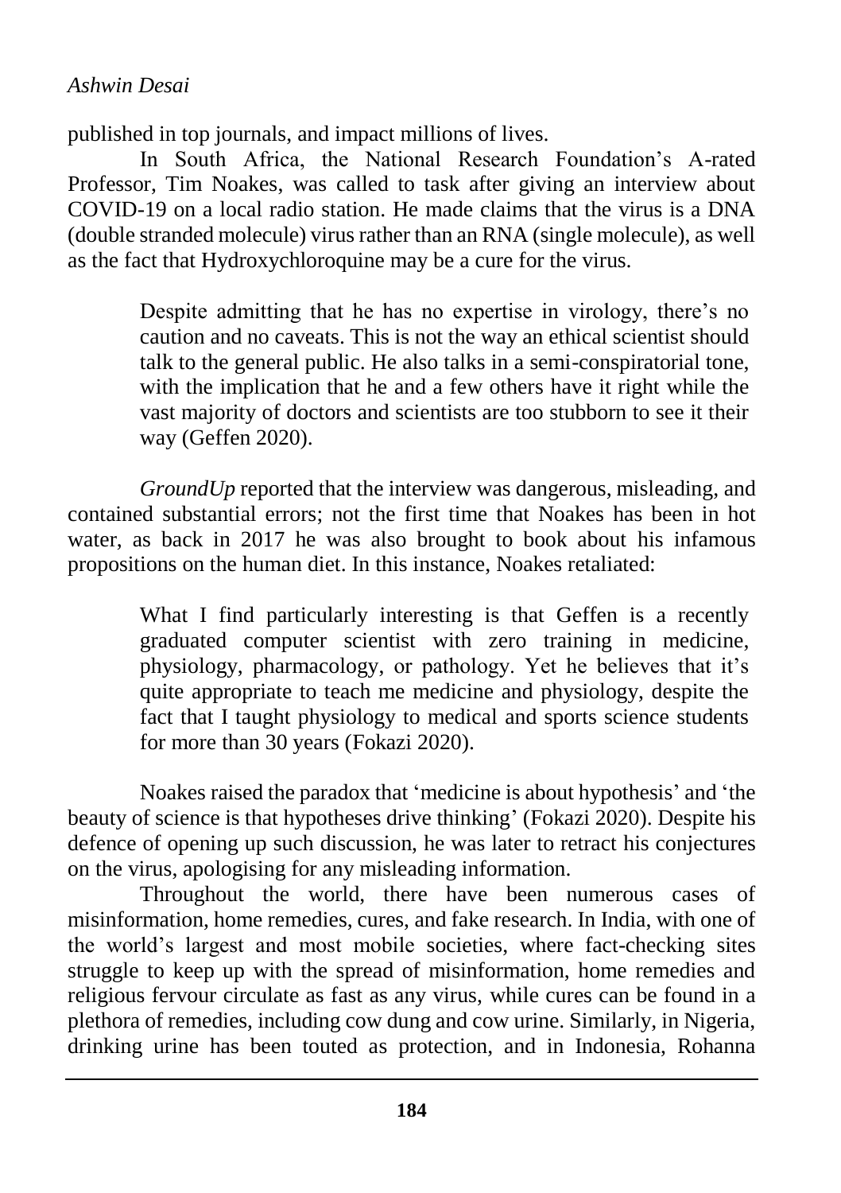published in top journals, and impact millions of lives.

In South Africa, the National Research Foundation's A-rated Professor, Tim Noakes, was called to task after giving an interview about COVID-19 on a local radio station. He made claims that the virus is a DNA (double stranded molecule) virus rather than an RNA (single molecule), as well as the fact that Hydroxychloroquine may be a cure for the virus.

> Despite admitting that he has no expertise in virology, there's no caution and no caveats. This is not the way an ethical scientist should talk to the general public. He also talks in a semi-conspiratorial tone, with the implication that he and a few others have it right while the vast majority of doctors and scientists are too stubborn to see it their way (Geffen 2020).

*GroundUp* reported that the interview was dangerous, misleading, and contained substantial errors; not the first time that Noakes has been in hot water, as back in 2017 he was also brought to book about his infamous propositions on the human diet. In this instance, Noakes retaliated:

> What I find particularly interesting is that Geffen is a recently graduated computer scientist with zero training in medicine, physiology, pharmacology, or pathology. Yet he believes that it's quite appropriate to teach me medicine and physiology, despite the fact that I taught physiology to medical and sports science students for more than 30 years (Fokazi 2020).

Noakes raised the paradox that 'medicine is about hypothesis' and 'the beauty of science is that hypotheses drive thinking' (Fokazi 2020). Despite his defence of opening up such discussion, he was later to retract his conjectures on the virus, apologising for any misleading information.

Throughout the world, there have been numerous cases of misinformation, home remedies, cures, and fake research. In India, with one of the world's largest and most mobile societies, where fact-checking sites struggle to keep up with the spread of misinformation, home remedies and religious fervour circulate as fast as any virus, while cures can be found in a plethora of remedies, including cow dung and cow urine. Similarly, in Nigeria, drinking urine has been touted as protection, and in Indonesia, Rohanna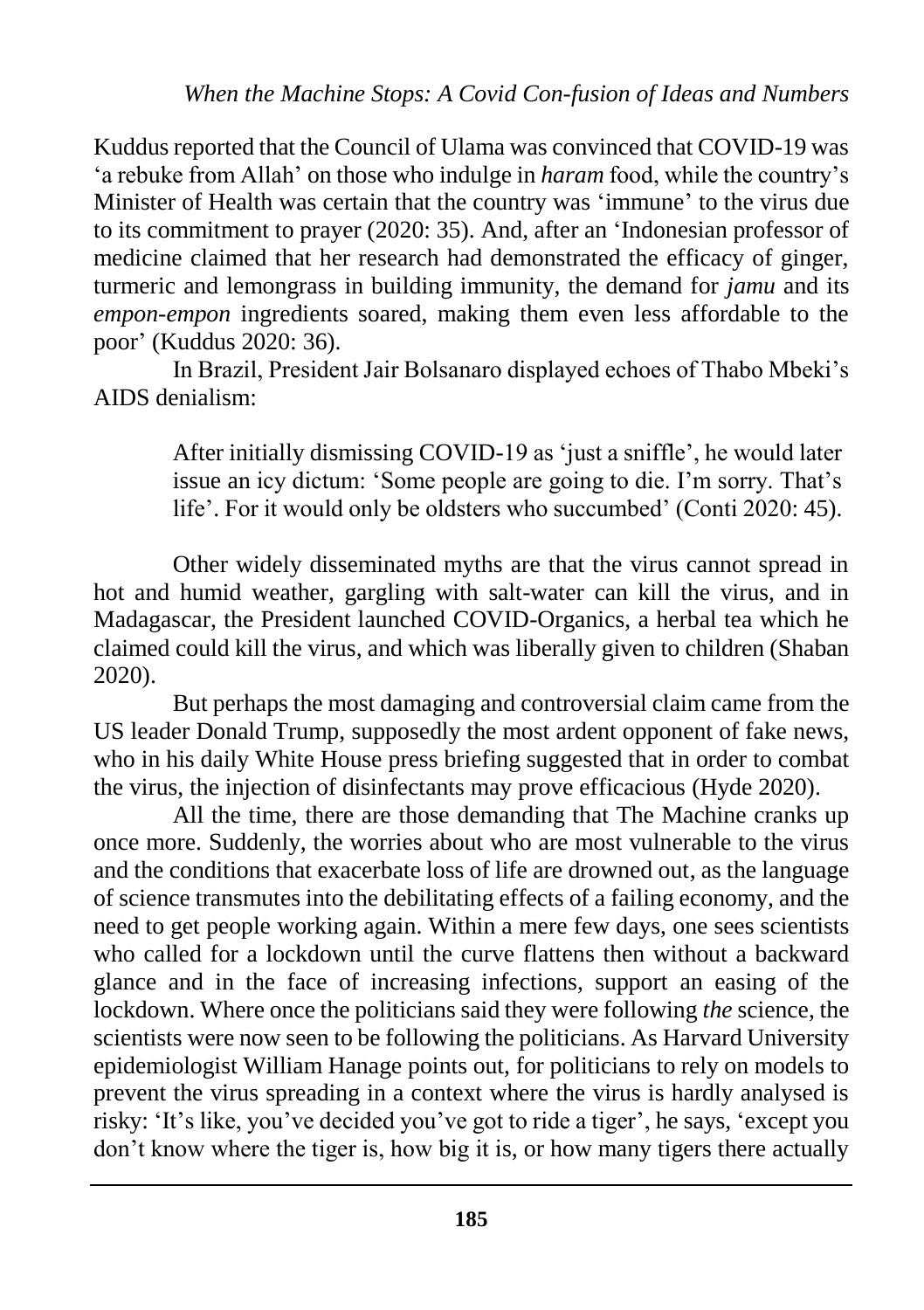Kuddus reported that the Council of Ulama was convinced that COVID-19 was 'a rebuke from Allah' on those who indulge in *haram* food, while the country's Minister of Health was certain that the country was 'immune' to the virus due to its commitment to prayer (2020: 35). And, after an 'Indonesian professor of medicine claimed that her research had demonstrated the efficacy of ginger, turmeric and lemongrass in building immunity, the demand for *jamu* and its *empon-empon* ingredients soared, making them even less affordable to the poor' (Kuddus 2020: 36).

In Brazil, President Jair Bolsanaro displayed echoes of Thabo Mbeki's AIDS denialism:

> After initially dismissing COVID-19 as 'just a sniffle', he would later issue an icy dictum: 'Some people are going to die. I'm sorry. That's life'. For it would only be oldsters who succumbed' (Conti 2020: 45).

Other widely disseminated myths are that the virus cannot spread in hot and humid weather, gargling with salt-water can kill the virus, and in Madagascar, the President launched COVID-Organics, a herbal tea which he claimed could kill the virus, and which was liberally given to children (Shaban 2020).

But perhaps the most damaging and controversial claim came from the US leader Donald Trump, supposedly the most ardent opponent of fake news, who in his daily White House press briefing suggested that in order to combat the virus, the injection of disinfectants may prove efficacious (Hyde 2020).

All the time, there are those demanding that The Machine cranks up once more. Suddenly, the worries about who are most vulnerable to the virus and the conditions that exacerbate loss of life are drowned out, as the language of science transmutes into the debilitating effects of a failing economy, and the need to get people working again. Within a mere few days, one sees scientists who called for a lockdown until the curve flattens then without a backward glance and in the face of increasing infections, support an easing of the lockdown. Where once the politicians said they were following *the* science, the scientists were now seen to be following the politicians. As Harvard University epidemiologist William Hanage points out, for politicians to rely on models to prevent the virus spreading in a context where the virus is hardly analysed is risky: 'It's like, you've decided you've got to ride a tiger', he says, 'except you don't know where the tiger is, how big it is, or how many tigers there actually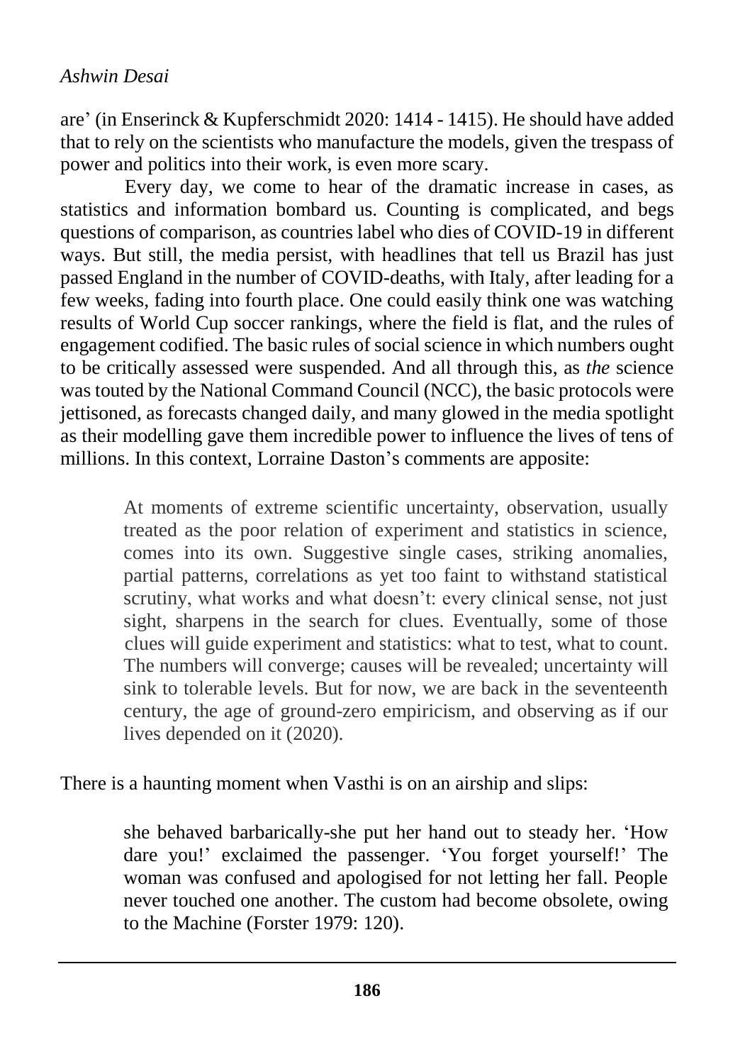are' (in Enserinck & Kupferschmidt 2020: 1414 - 1415). He should have added that to rely on the scientists who manufacture the models, given the trespass of power and politics into their work, is even more scary.

Every day, we come to hear of the dramatic increase in cases, as statistics and information bombard us. Counting is complicated, and begs questions of comparison, as countries label who dies of COVID-19 in different ways. But still, the media persist, with headlines that tell us Brazil has just passed England in the number of COVID-deaths, with Italy, after leading for a few weeks, fading into fourth place. One could easily think one was watching results of World Cup soccer rankings, where the field is flat, and the rules of engagement codified. The basic rules of social science in which numbers ought to be critically assessed were suspended. And all through this, as *the* science was touted by the National Command Council (NCC), the basic protocols were jettisoned, as forecasts changed daily, and many glowed in the media spotlight as their modelling gave them incredible power to influence the lives of tens of millions. In this context, Lorraine Daston's comments are apposite:

> At moments of extreme scientific uncertainty, observation, usually treated as the poor relation of experiment and statistics in science, comes into its own. Suggestive single cases, striking anomalies, partial patterns, correlations as yet too faint to withstand statistical scrutiny, what works and what doesn't: every clinical sense, not just sight, sharpens in the search for clues. Eventually, some of those clues will guide experiment and statistics: what to test, what to count. The numbers will converge; causes will be revealed; uncertainty will sink to tolerable levels. But for now, we are back in the seventeenth century, the age of ground-zero empiricism, and observing as if our lives depended on it (2020).

There is a haunting moment when Vasthi is on an airship and slips:

> she behaved barbarically-she put her hand out to steady her. 'How dare you!' exclaimed the passenger. 'You forget yourself!' The woman was confused and apologised for not letting her fall. People never touched one another. The custom had become obsolete, owing to the Machine (Forster 1979: 120).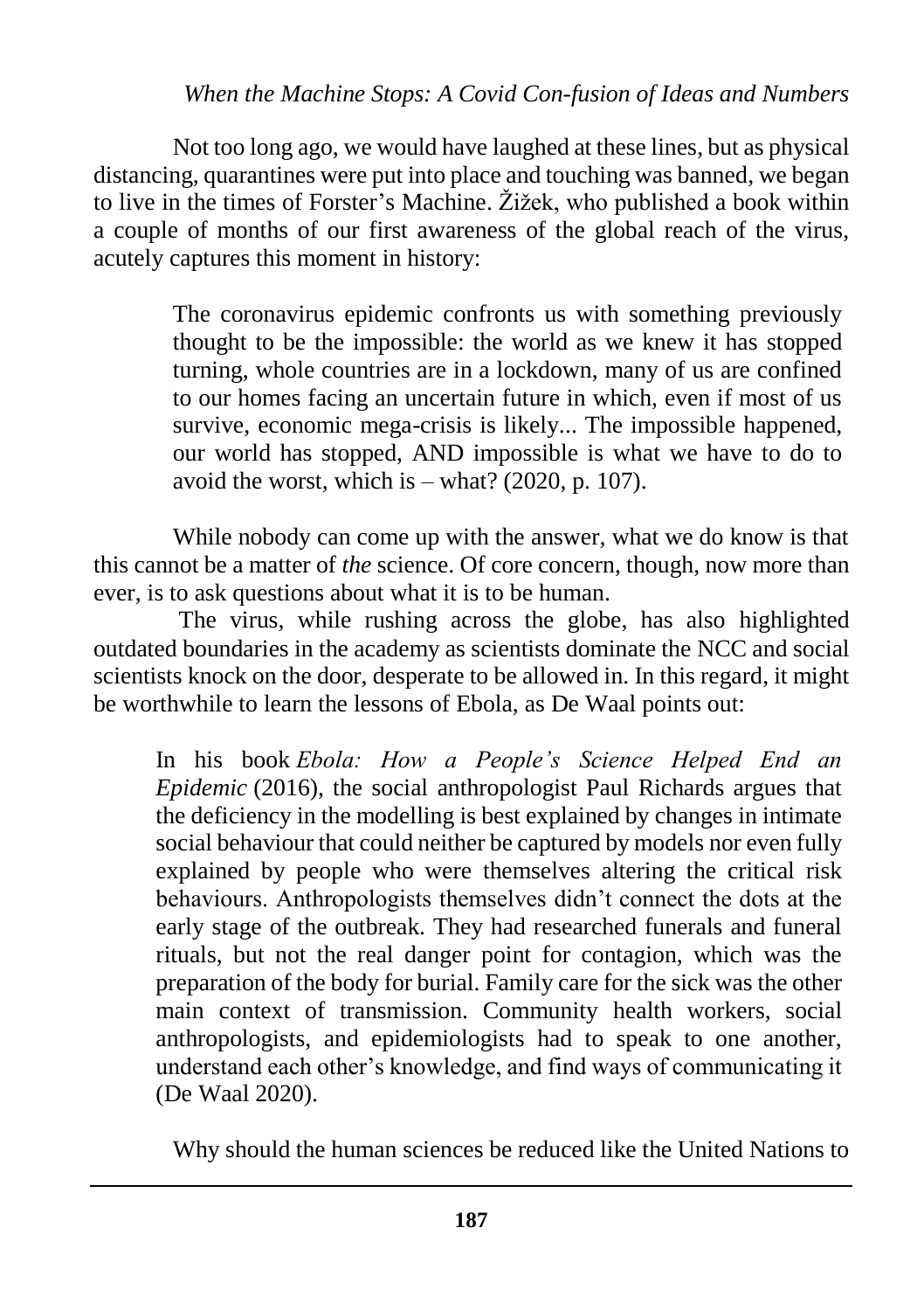Not too long ago, we would have laughed at these lines, but as physical distancing, quarantines were put into place and touching was banned, we began to live in the times of Forster's Machine. Žižek, who published a book within a couple of months of our first awareness of the global reach of the virus, acutely captures this moment in history:

> The coronavirus epidemic confronts us with something previously thought to be the impossible: the world as we knew it has stopped turning, whole countries are in a lockdown, many of us are confined to our homes facing an uncertain future in which, even if most of us survive, economic mega-crisis is likely... The impossible happened, our world has stopped, AND impossible is what we have to do to avoid the worst, which is – what? (2020, p. 107).

While nobody can come up with the answer, what we do know is that this cannot be a matter of *the* science. Of core concern, though, now more than ever, is to ask questions about what it is to be human.

The virus, while rushing across the globe, has also highlighted outdated boundaries in the academy as scientists dominate the NCC and social scientists knock on the door, desperate to be allowed in. In this regard, it might be worthwhile to learn the lessons of Ebola, as De Waal points out:

> In his book *Ebola: How a People's Science Helped End an Epidemic* (2016), the social anthropologist Paul Richards argues that the deficiency in the modelling is best explained by changes in intimate social behaviour that could neither be captured by models nor even fully explained by people who were themselves altering the critical risk behaviours. Anthropologists themselves didn't connect the dots at the early stage of the outbreak. They had researched funerals and funeral rituals, but not the real danger point for contagion, which was the preparation of the body for burial. Family care for the sick was the other main context of transmission. Community health workers, social anthropologists, and epidemiologists had to speak to one another, understand each other's knowledge, and find ways of communicating it (De Waal 2020).

Why should the human sciences be reduced like the United Nations to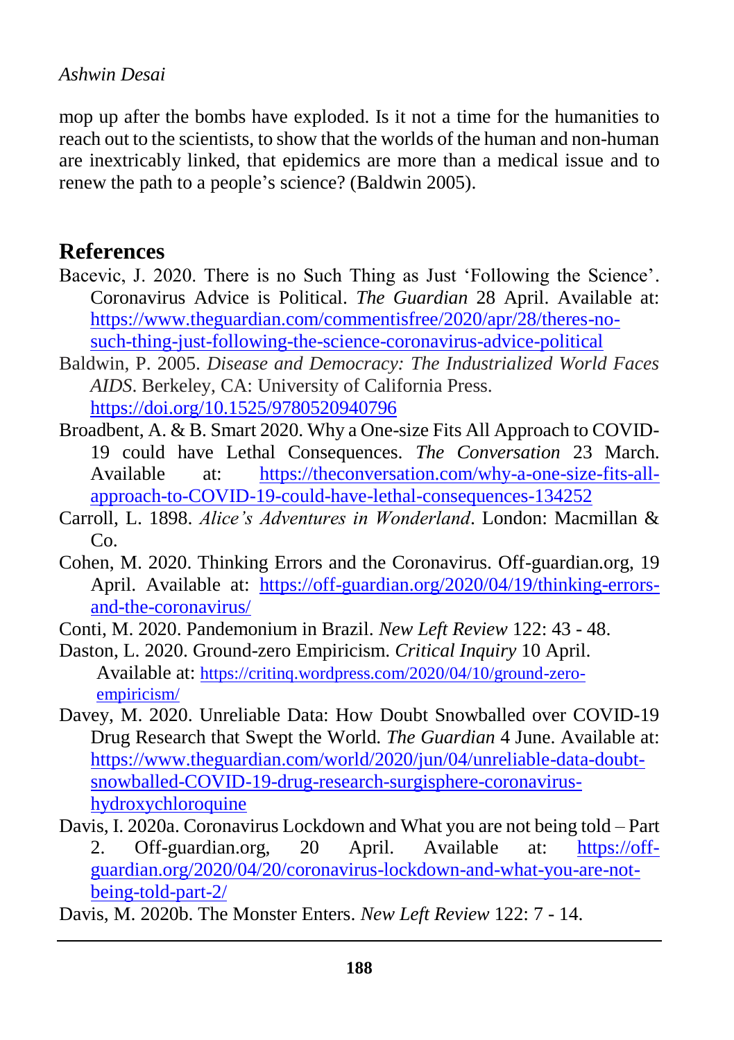mop up after the bombs have exploded. Is it not a time for the humanities to reach out to the scientists, to show that the worlds of the human and non-human are inextricably linked, that epidemics are more than a medical issue and to renew the path to a people's science? (Baldwin 2005).

## References

Bacevic, J. 2020. There is no Such Thing as Just 'Following the Science'. Coronavirus Advice is Political. *The Guardian* 28 April. Available at: https://www.theguardian.com/commentisfree/2020/apr/28/theres-no-such-thing-just-following-the-science-coronavirus-advice-political

Baldwin, P. 2005. *Disease and Democracy: The Industrialized World Faces AIDS*. Berkeley, CA: University of California Press. https://doi.org/10.1525/9780520940796

Broadbent, A. & B. Smart 2020. Why a One-size Fits All Approach to COVID-19 could have Lethal Consequences. *The Conversation* 23 March. Available at: https://theconversation.com/why-a-one-size-fits-all-approach-to-COVID-19-could-have-lethal-consequences-134252

Carroll, L. 1898. *Alice's Adventures in Wonderland*. London: Macmillan & Co.

Cohen, M. 2020. Thinking Errors and the Coronavirus. Off-guardian.org, 19 April. Available at: https://off-guardian.org/2020/04/19/thinking-errors-and-the-coronavirus/

Conti, M. 2020. Pandemonium in Brazil. *New Left Review* 122: 43 - 48.

Daston, L. 2020. Ground-zero Empiricism. *Critical Inquiry* 10 April. Available at: https://critinq.wordpress.com/2020/04/10/ground-zero-empiricism/

Davey, M. 2020. Unreliable Data: How Doubt Snowballed over COVID-19 Drug Research that Swept the World. *The Guardian* 4 June. Available at: https://www.theguardian.com/world/2020/jun/04/unreliable-data-doubt-snowballed-COVID-19-drug-research-surgisphere-coronavirus-hydroxychloroquine

Davis, I. 2020a. Coronavirus Lockdown and What you are not being told – Part 2. Off-guardian.org, 20 April. Available at: https://off-guardian.org/2020/04/20/coronavirus-lockdown-and-what-you-are-not-being-told-part-2/

Davis, M. 2020b. The Monster Enters. *New Left Review* 122: 7 - 14.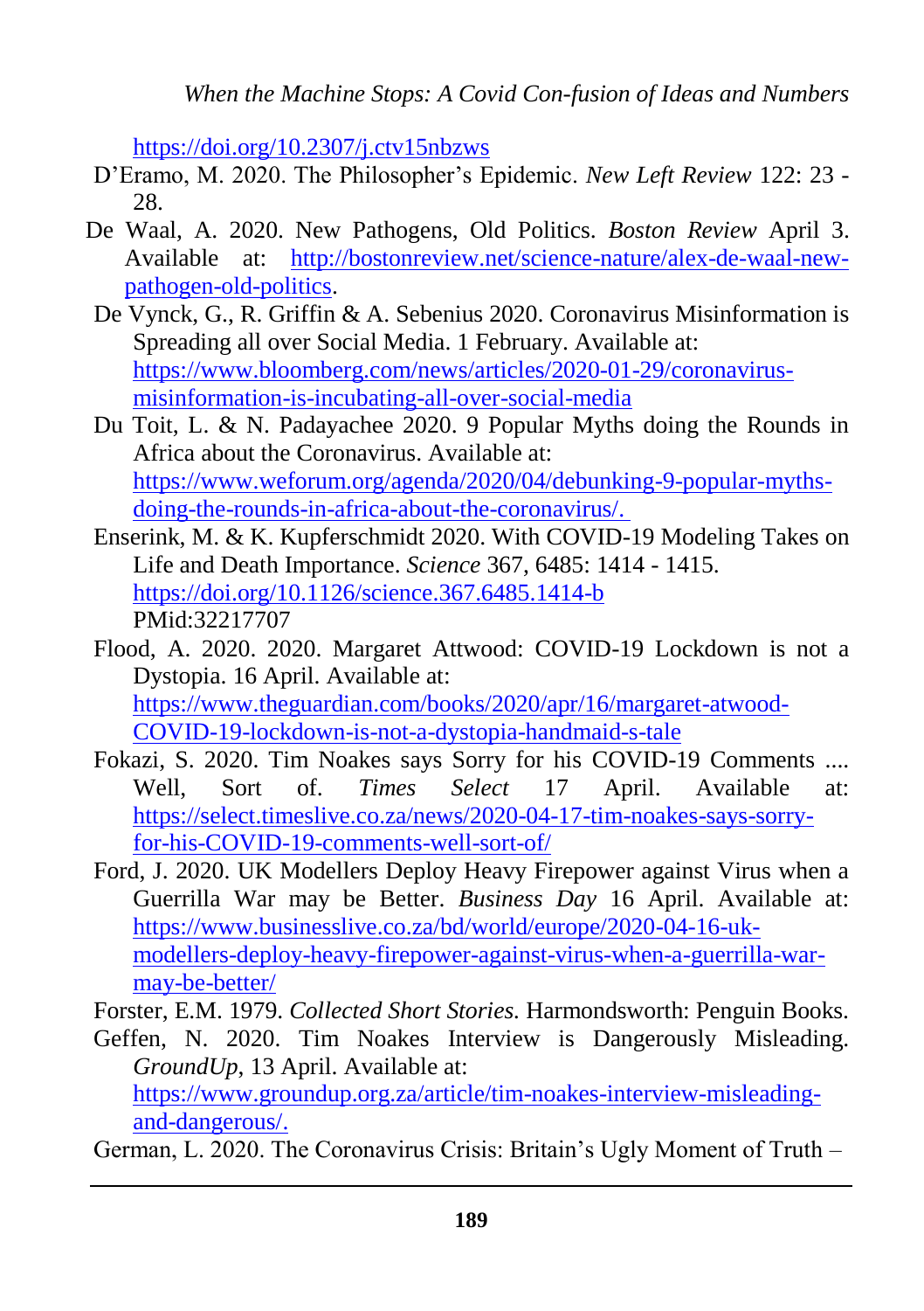https://doi.org/10.2307/j.ctv15nbzws

D'Eramo, M. 2020. The Philosopher's Epidemic. *New Left Review* 122: 23 - 28.

De Waal, A. 2020. New Pathogens, Old Politics. *Boston Review* April 3. Available at: http://bostonreview.net/science-nature/alex-de-waal-new-pathogen-old-politics.

De Vynck, G., R. Griffin & A. Sebenius 2020. Coronavirus Misinformation is Spreading all over Social Media. 1 February. Available at: https://www.bloomberg.com/news/articles/2020-01-29/coronavirus-misinformation-is-incubating-all-over-social-media

Du Toit, L. & N. Padayachee 2020. 9 Popular Myths doing the Rounds in Africa about the Coronavirus. Available at: https://www.weforum.org/agenda/2020/04/debunking-9-popular-myths-doing-the-rounds-in-africa-about-the-coronavirus/.

Enserink, M. & K. Kupferschmidt 2020. With COVID-19 Modeling Takes on Life and Death Importance. *Science* 367, 6485: 1414 - 1415. https://doi.org/10.1126/science.367.6485.1414-b PMid:32217707

Flood, A. 2020. 2020. Margaret Attwood: COVID-19 Lockdown is not a Dystopia. 16 April. Available at: https://www.theguardian.com/books/2020/apr/16/margaret-atwood-COVID-19-lockdown-is-not-a-dystopia-handmaid-s-tale

Fokazi, S. 2020. Tim Noakes says Sorry for his COVID-19 Comments .... Well, Sort of. *Times Select* 17 April. Available at: https://select.timeslive.co.za/news/2020-04-17-tim-noakes-says-sorry-for-his-COVID-19-comments-well-sort-of/

Ford, J. 2020. UK Modellers Deploy Heavy Firepower against Virus when a Guerrilla War may be Better. *Business Day* 16 April. Available at: https://www.businesslive.co.za/bd/world/europe/2020-04-16-uk-modellers-deploy-heavy-firepower-against-virus-when-a-guerrilla-war-may-be-better/

Forster, E.M. 1979. *Collected Short Stories*. Harmondsworth: Penguin Books.

Geffen, N. 2020. Tim Noakes Interview is Dangerously Misleading. *GroundUp*, 13 April. Available at: https://www.groundup.org.za/article/tim-noakes-interview-misleading-and-dangerous/.

German, L. 2020. The Coronavirus Crisis: Britain's Ugly Moment of Truth –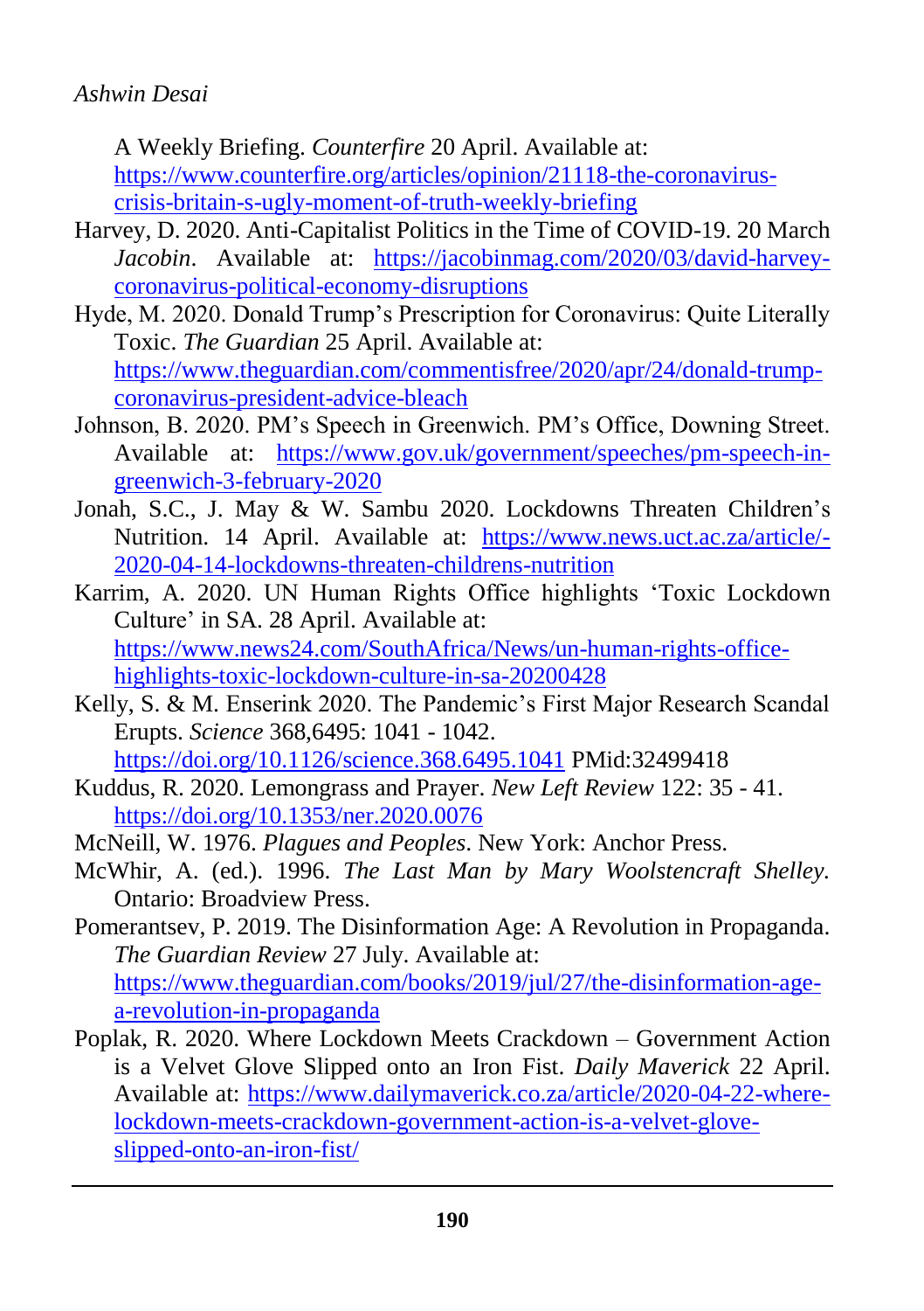A Weekly Briefing. *Counterfire* 20 April. Available at: https://www.counterfire.org/articles/opinion/21118-the-coronavirus-crisis-britain-s-ugly-moment-of-truth-weekly-briefing

Harvey, D. 2020. Anti-Capitalist Politics in the Time of COVID-19. 20 March *Jacobin*. Available at: https://jacobinmag.com/2020/03/david-harvey-coronavirus-political-economy-disruptions

Hyde, M. 2020. Donald Trump's Prescription for Coronavirus: Quite Literally Toxic. *The Guardian* 25 April. Available at: https://www.theguardian.com/commentisfree/2020/apr/24/donald-trump-coronavirus-president-advice-bleach

Johnson, B. 2020. PM's Speech in Greenwich. PM's Office, Downing Street. Available at: https://www.gov.uk/government/speeches/pm-speech-in-greenwich-3-february-2020

Jonah, S.C., J. May & W. Sambu 2020. Lockdowns Threaten Children's Nutrition. 14 April. Available at: https://www.news.uct.ac.za/article/-2020-04-14-lockdowns-threaten-childrens-nutrition

Karrim, A. 2020. UN Human Rights Office highlights 'Toxic Lockdown Culture' in SA. 28 April. Available at: https://www.news24.com/SouthAfrica/News/un-human-rights-office-highlights-toxic-lockdown-culture-in-sa-20200428

Kelly, S. & M. Enserink 2020. The Pandemic's First Major Research Scandal Erupts. *Science* 368,6495: 1041 - 1042. https://doi.org/10.1126/science.368.6495.1041 PMid:32499418

Kuddus, R. 2020. Lemongrass and Prayer. *New Left Review* 122: 35 - 41. https://doi.org/10.1353/ner.2020.0076

McNeill, W. 1976. *Plagues and Peoples*. New York: Anchor Press.

McWhir, A. (ed.). 1996. *The Last Man by Mary Woolstencraft Shelley.* Ontario: Broadview Press.

Pomerantsev, P. 2019. The Disinformation Age: A Revolution in Propaganda. *The Guardian Review* 27 July. Available at: https://www.theguardian.com/books/2019/jul/27/the-disinformation-age-a-revolution-in-propaganda

Poplak, R. 2020. Where Lockdown Meets Crackdown – Government Action is a Velvet Glove Slipped onto an Iron Fist. *Daily Maverick* 22 April. Available at: https://www.dailymaverick.co.za/article/2020-04-22-where-lockdown-meets-crackdown-government-action-is-a-velvet-glove-slipped-onto-an-iron-fist/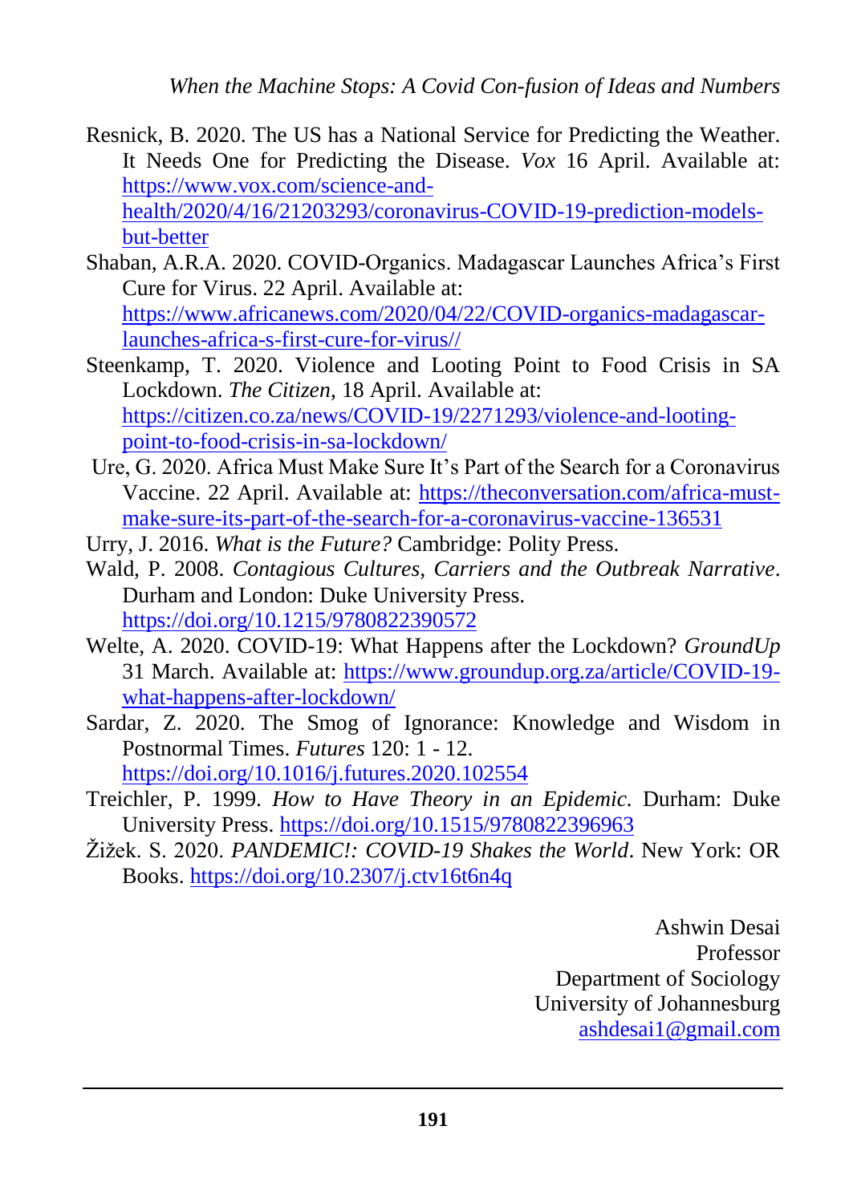Resnick, B. 2020. The US has a National Service for Predicting the Weather. It Needs One for Predicting the Disease. *Vox* 16 April. Available at: https://www.vox.com/science-and-health/2020/4/16/21203293/coronavirus-COVID-19-prediction-models-but-better

Shaban, A.R.A. 2020. COVID-Organics. Madagascar Launches Africa's First Cure for Virus. 22 April. Available at: https://www.africanews.com/2020/04/22/COVID-organics-madagascar-launches-africa-s-first-cure-for-virus//

Steenkamp, T. 2020. Violence and Looting Point to Food Crisis in SA Lockdown. *The Citizen*, 18 April. Available at: https://citizen.co.za/news/COVID-19/2271293/violence-and-looting-point-to-food-crisis-in-sa-lockdown/

Ure, G. 2020. Africa Must Make Sure It's Part of the Search for a Coronavirus Vaccine. 22 April. Available at: https://theconversation.com/africa-must-make-sure-its-part-of-the-search-for-a-coronavirus-vaccine-136531

Urry, J. 2016. *What is the Future?* Cambridge: Polity Press.

Wald, P. 2008. *Contagious Cultures, Carriers and the Outbreak Narrative*. Durham and London: Duke University Press. https://doi.org/10.1215/9780822390572

Welte, A. 2020. COVID-19: What Happens after the Lockdown? *GroundUp* 31 March. Available at: https://www.groundup.org.za/article/COVID-19-what-happens-after-lockdown/

Sardar, Z. 2020. The Smog of Ignorance: Knowledge and Wisdom in Postnormal Times. *Futures* 120: 1 - 12. https://doi.org/10.1016/j.futures.2020.102554

Treichler, P. 1999. *How to Have Theory in an Epidemic*. Durham: Duke University Press. https://doi.org/10.1515/9780822396963

Žižek. S. 2020. *PANDEMIC!: COVID-19 Shakes the World*. New York: OR Books. https://doi.org/10.2307/j.ctv16t6n4q

Ashwin Desai
Professor
Department of Sociology
University of Johannesburg
ashdesai1@gmail.com